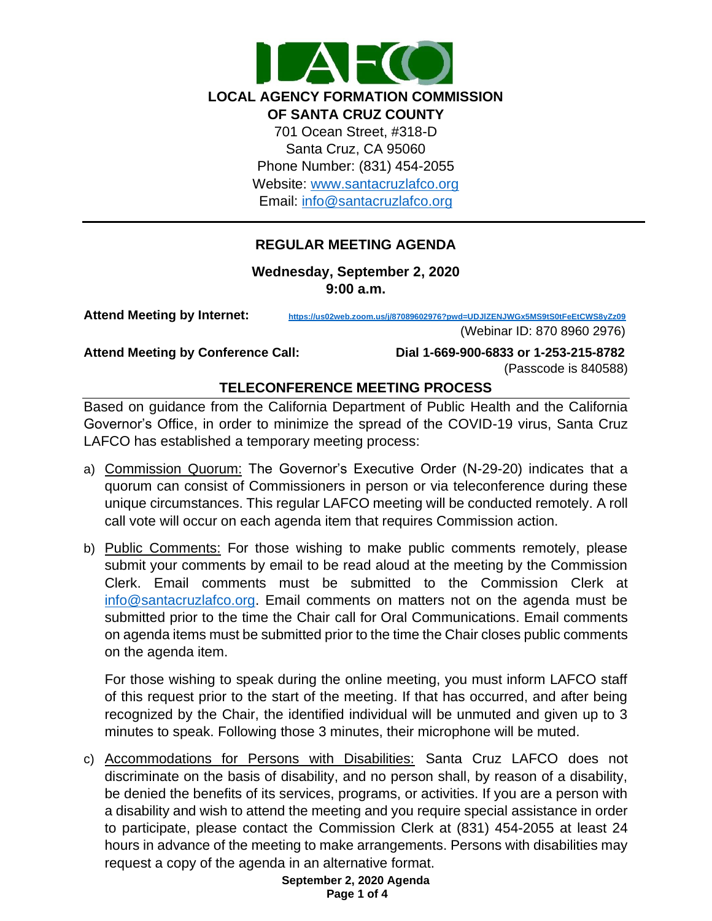**LOCAL AGENCY FORMATION COMMISSION**
**OF SANTA CRUZ COUNTY**

701 Ocean Street, #318-D
Santa Cruz, CA 95060
Phone Number: (831) 454-2055
Website: www.santacruzlafco.org
Email: info@santacruzlafco.org

---

## REGULAR MEETING AGENDA

**Wednesday, September 2, 2020**
**9:00 a.m.**

**Attend Meeting by Internet:** https://us02web.zoom.us/j/87089602976?pwd=UDJlZENJWGx5MS9tS0tFeEtCWS8yZz09
(Webinar ID: 870 8960 2976)

**Attend Meeting by Conference Call:** **Dial 1-669-900-6833 or 1-253-215-8782**
(Passcode is 840588)

### TELECONFERENCE MEETING PROCESS

Based on guidance from the California Department of Public Health and the California Governor's Office, in order to minimize the spread of the COVID-19 virus, Santa Cruz LAFCO has established a temporary meeting process:

a) Commission Quorum: The Governor's Executive Order (N-29-20) indicates that a quorum can consist of Commissioners in person or via teleconference during these unique circumstances. This regular LAFCO meeting will be conducted remotely. A roll call vote will occur on each agenda item that requires Commission action.

b) Public Comments: For those wishing to make public comments remotely, please submit your comments by email to be read aloud at the meeting by the Commission Clerk. Email comments must be submitted to the Commission Clerk at info@santacruzlafco.org. Email comments on matters not on the agenda must be submitted prior to the time the Chair call for Oral Communications. Email comments on agenda items must be submitted prior to the time the Chair closes public comments on the agenda item.

   For those wishing to speak during the online meeting, you must inform LAFCO staff of this request prior to the start of the meeting. If that has occurred, and after being recognized by the Chair, the identified individual will be unmuted and given up to 3 minutes to speak. Following those 3 minutes, their microphone will be muted.

c) Accommodations for Persons with Disabilities: Santa Cruz LAFCO does not discriminate on the basis of disability, and no person shall, by reason of a disability, be denied the benefits of its services, programs, or activities. If you are a person with a disability and wish to attend the meeting and you require special assistance in order to participate, please contact the Commission Clerk at (831) 454-2055 at least 24 hours in advance of the meeting to make arrangements. Persons with disabilities may request a copy of the agenda in an alternative format.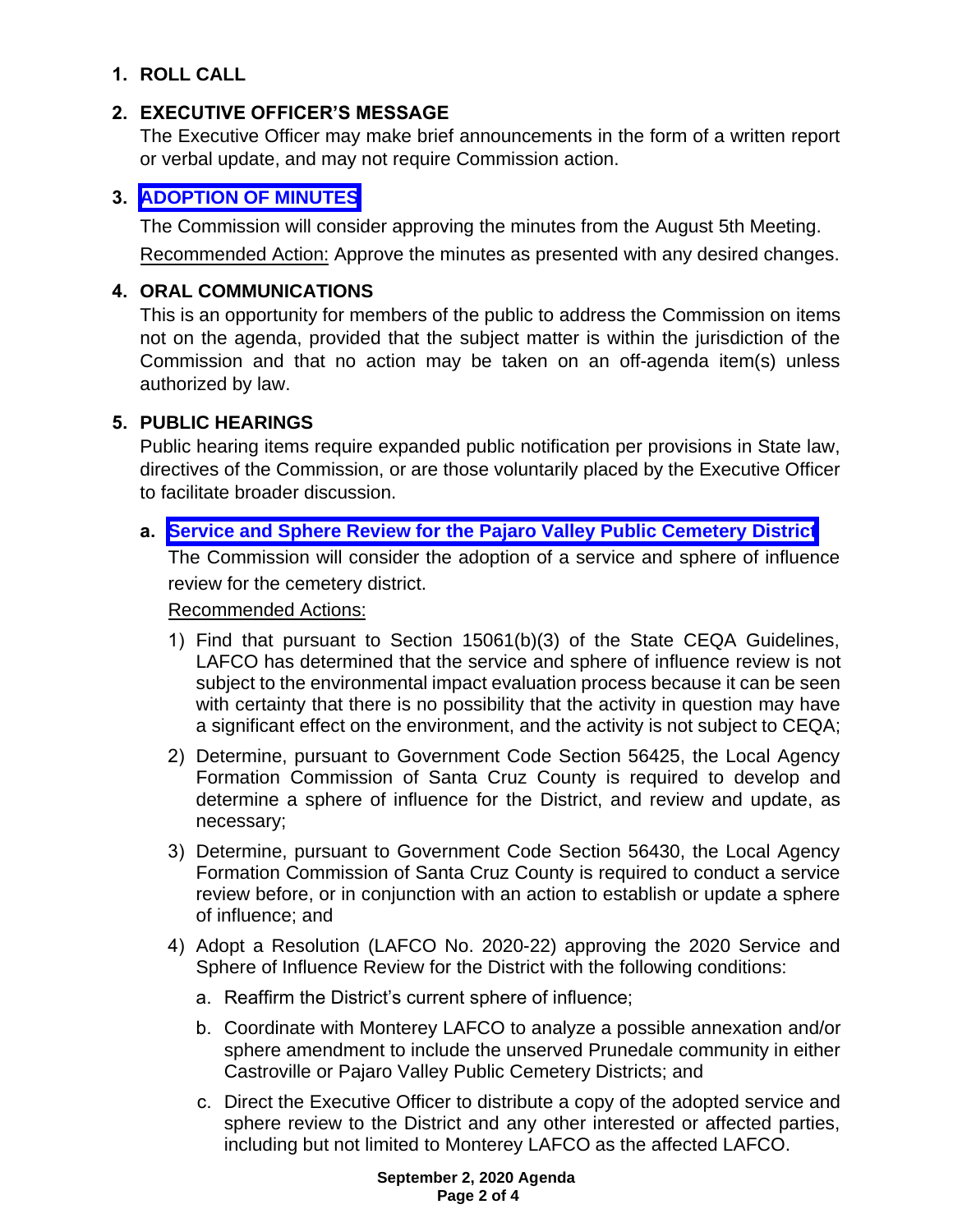## 1. ROLL CALL

## 2. EXECUTIVE OFFICER'S MESSAGE

The Executive Officer may make brief announcements in the form of a written report or verbal update, and may not require Commission action.

## 3. ADOPTION OF MINUTES

The Commission will consider approving the minutes from the August 5th Meeting.

Recommended Action: Approve the minutes as presented with any desired changes.

## 4. ORAL COMMUNICATIONS

This is an opportunity for members of the public to address the Commission on items not on the agenda, provided that the subject matter is within the jurisdiction of the Commission and that no action may be taken on an off-agenda item(s) unless authorized by law.

## 5. PUBLIC HEARINGS

Public hearing items require expanded public notification per provisions in State law, directives of the Commission, or are those voluntarily placed by the Executive Officer to facilitate broader discussion.

**a. Service and Sphere Review for the Pajaro Valley Public Cemetery District**

The Commission will consider the adoption of a service and sphere of influence review for the cemetery district.

Recommended Actions:

1) Find that pursuant to Section 15061(b)(3) of the State CEQA Guidelines, LAFCO has determined that the service and sphere of influence review is not subject to the environmental impact evaluation process because it can be seen with certainty that there is no possibility that the activity in question may have a significant effect on the environment, and the activity is not subject to CEQA;
2) Determine, pursuant to Government Code Section 56425, the Local Agency Formation Commission of Santa Cruz County is required to develop and determine a sphere of influence for the District, and review and update, as necessary;
3) Determine, pursuant to Government Code Section 56430, the Local Agency Formation Commission of Santa Cruz County is required to conduct a service review before, or in conjunction with an action to establish or update a sphere of influence; and
4) Adopt a Resolution (LAFCO No. 2020-22) approving the 2020 Service and Sphere of Influence Review for the District with the following conditions:
   a. Reaffirm the District's current sphere of influence;
   b. Coordinate with Monterey LAFCO to analyze a possible annexation and/or sphere amendment to include the unserved Prunedale community in either Castroville or Pajaro Valley Public Cemetery Districts; and
   c. Direct the Executive Officer to distribute a copy of the adopted service and sphere review to the District and any other interested or affected parties, including but not limited to Monterey LAFCO as the affected LAFCO.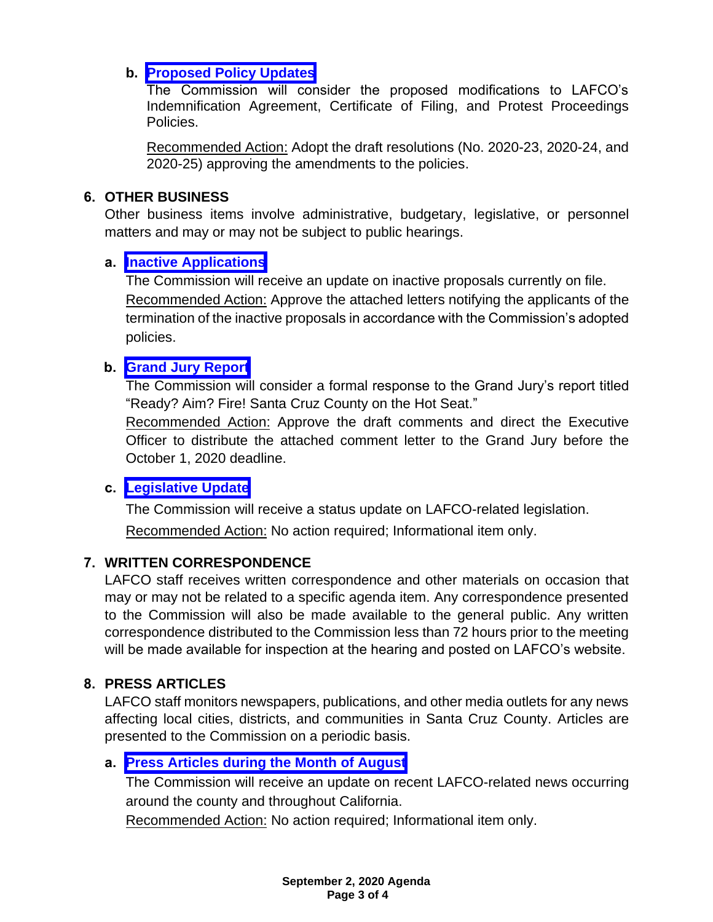**b. Proposed Policy Updates**

The Commission will consider the proposed modifications to LAFCO's Indemnification Agreement, Certificate of Filing, and Protest Proceedings Policies.

Recommended Action: Adopt the draft resolutions (No. 2020-23, 2020-24, and 2020-25) approving the amendments to the policies.

## 6. OTHER BUSINESS

Other business items involve administrative, budgetary, legislative, or personnel matters and may or may not be subject to public hearings.

**a. Inactive Applications**

The Commission will receive an update on inactive proposals currently on file.

Recommended Action: Approve the attached letters notifying the applicants of the termination of the inactive proposals in accordance with the Commission's adopted policies.

**b. Grand Jury Report**

The Commission will consider a formal response to the Grand Jury's report titled "Ready? Aim? Fire! Santa Cruz County on the Hot Seat."

Recommended Action: Approve the draft comments and direct the Executive Officer to distribute the attached comment letter to the Grand Jury before the October 1, 2020 deadline.

**c. Legislative Update**

The Commission will receive a status update on LAFCO-related legislation.

Recommended Action: No action required; Informational item only.

## 7. WRITTEN CORRESPONDENCE

LAFCO staff receives written correspondence and other materials on occasion that may or may not be related to a specific agenda item. Any correspondence presented to the Commission will also be made available to the general public. Any written correspondence distributed to the Commission less than 72 hours prior to the meeting will be made available for inspection at the hearing and posted on LAFCO's website.

## 8. PRESS ARTICLES

LAFCO staff monitors newspapers, publications, and other media outlets for any news affecting local cities, districts, and communities in Santa Cruz County. Articles are presented to the Commission on a periodic basis.

**a. Press Articles during the Month of August**

The Commission will receive an update on recent LAFCO-related news occurring around the county and throughout California.

Recommended Action: No action required; Informational item only.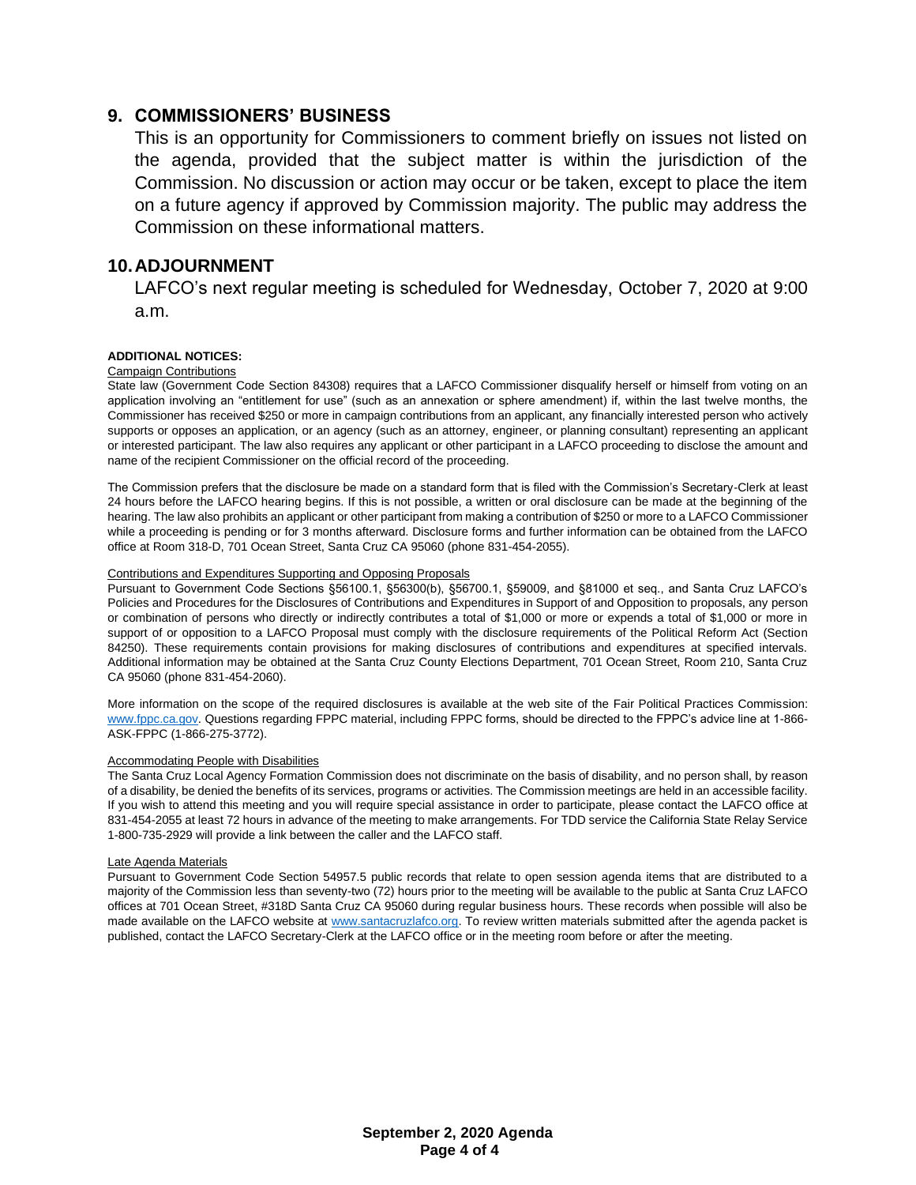## 9. COMMISSIONERS' BUSINESS

This is an opportunity for Commissioners to comment briefly on issues not listed on the agenda, provided that the subject matter is within the jurisdiction of the Commission. No discussion or action may occur or be taken, except to place the item on a future agency if approved by Commission majority. The public may address the Commission on these informational matters.

## 10. ADJOURNMENT

LAFCO's next regular meeting is scheduled for Wednesday, October 7, 2020 at 9:00 a.m.

**ADDITIONAL NOTICES:**

Campaign Contributions

State law (Government Code Section 84308) requires that a LAFCO Commissioner disqualify herself or himself from voting on an application involving an "entitlement for use" (such as an annexation or sphere amendment) if, within the last twelve months, the Commissioner has received $250 or more in campaign contributions from an applicant, any financially interested person who actively supports or opposes an application, or an agency (such as an attorney, engineer, or planning consultant) representing an applicant or interested participant. The law also requires any applicant or other participant in a LAFCO proceeding to disclose the amount and name of the recipient Commissioner on the official record of the proceeding.

The Commission prefers that the disclosure be made on a standard form that is filed with the Commission's Secretary-Clerk at least 24 hours before the LAFCO hearing begins. If this is not possible, a written or oral disclosure can be made at the beginning of the hearing. The law also prohibits an applicant or other participant from making a contribution of $250 or more to a LAFCO Commissioner while a proceeding is pending or for 3 months afterward. Disclosure forms and further information can be obtained from the LAFCO office at Room 318-D, 701 Ocean Street, Santa Cruz CA 95060 (phone 831-454-2055).

Contributions and Expenditures Supporting and Opposing Proposals

Pursuant to Government Code Sections §56100.1, §56300(b), §56700.1, §59009, and §81000 et seq., and Santa Cruz LAFCO's Policies and Procedures for the Disclosures of Contributions and Expenditures in Support of and Opposition to proposals, any person or combination of persons who directly or indirectly contributes a total of $1,000 or more or expends a total of $1,000 or more in support of or opposition to a LAFCO Proposal must comply with the disclosure requirements of the Political Reform Act (Section 84250). These requirements contain provisions for making disclosures of contributions and expenditures at specified intervals. Additional information may be obtained at the Santa Cruz County Elections Department, 701 Ocean Street, Room 210, Santa Cruz CA 95060 (phone 831-454-2060).

More information on the scope of the required disclosures is available at the web site of the Fair Political Practices Commission: www.fppc.ca.gov. Questions regarding FPPC material, including FPPC forms, should be directed to the FPPC's advice line at 1-866-ASK-FPPC (1-866-275-3772).

Accommodating People with Disabilities

The Santa Cruz Local Agency Formation Commission does not discriminate on the basis of disability, and no person shall, by reason of a disability, be denied the benefits of its services, programs or activities. The Commission meetings are held in an accessible facility. If you wish to attend this meeting and you will require special assistance in order to participate, please contact the LAFCO office at 831-454-2055 at least 72 hours in advance of the meeting to make arrangements. For TDD service the California State Relay Service 1-800-735-2929 will provide a link between the caller and the LAFCO staff.

Late Agenda Materials

Pursuant to Government Code Section 54957.5 public records that relate to open session agenda items that are distributed to a majority of the Commission less than seventy-two (72) hours prior to the meeting will be available to the public at Santa Cruz LAFCO offices at 701 Ocean Street, #318D Santa Cruz CA 95060 during regular business hours. These records when possible will also be made available on the LAFCO website at www.santacruzlafco.org. To review written materials submitted after the agenda packet is published, contact the LAFCO Secretary-Clerk at the LAFCO office or in the meeting room before or after the meeting.